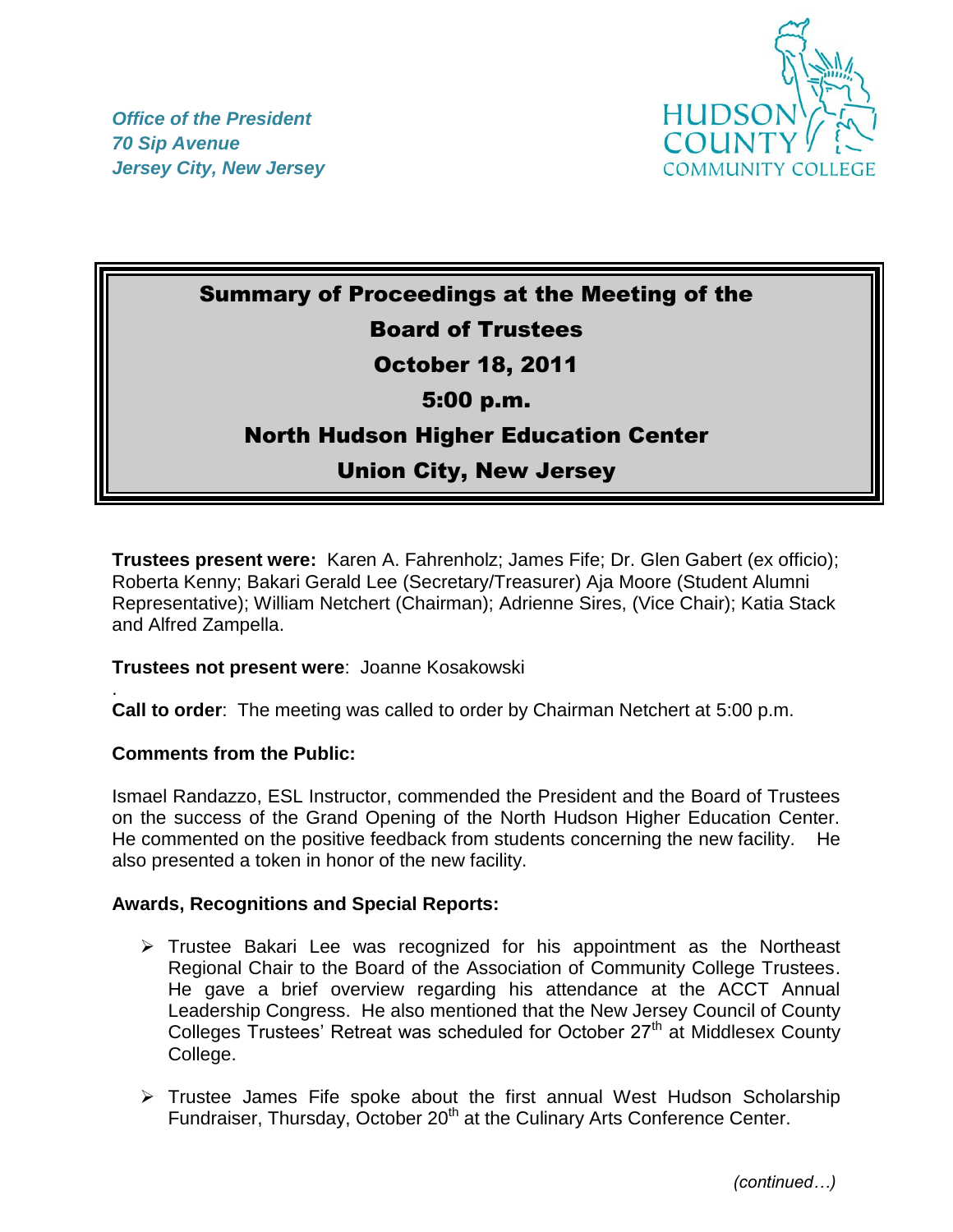*Office of the President*
*70 Sip Avenue*
*Jersey City, New Jersey*

# Summary of Proceedings at the Meeting of the Board of Trustees
## October 18, 2011
## 5:00 p.m.
## North Hudson Higher Education Center
## Union City, New Jersey

**Trustees present were:** Karen A. Fahrenholz; James Fife; Dr. Glen Gabert (ex officio); Roberta Kenny; Bakari Gerald Lee (Secretary/Treasurer) Aja Moore (Student Alumni Representative); William Netchert (Chairman); Adrienne Sires, (Vice Chair); Katia Stack and Alfred Zampella.

**Trustees not present were**: Joanne Kosakowski

.

**Call to order**: The meeting was called to order by Chairman Netchert at 5:00 p.m.

**Comments from the Public:**

Ismael Randazzo, ESL Instructor, commended the President and the Board of Trustees on the success of the Grand Opening of the North Hudson Higher Education Center. He commented on the positive feedback from students concerning the new facility. He also presented a token in honor of the new facility.

**Awards, Recognitions and Special Reports:**

- Trustee Bakari Lee was recognized for his appointment as the Northeast Regional Chair to the Board of the Association of Community College Trustees. He gave a brief overview regarding his attendance at the ACCT Annual Leadership Congress. He also mentioned that the New Jersey Council of County Colleges Trustees' Retreat was scheduled for October 27th at Middlesex County College.
- Trustee James Fife spoke about the first annual West Hudson Scholarship Fundraiser, Thursday, October 20th at the Culinary Arts Conference Center.

*(continued…)*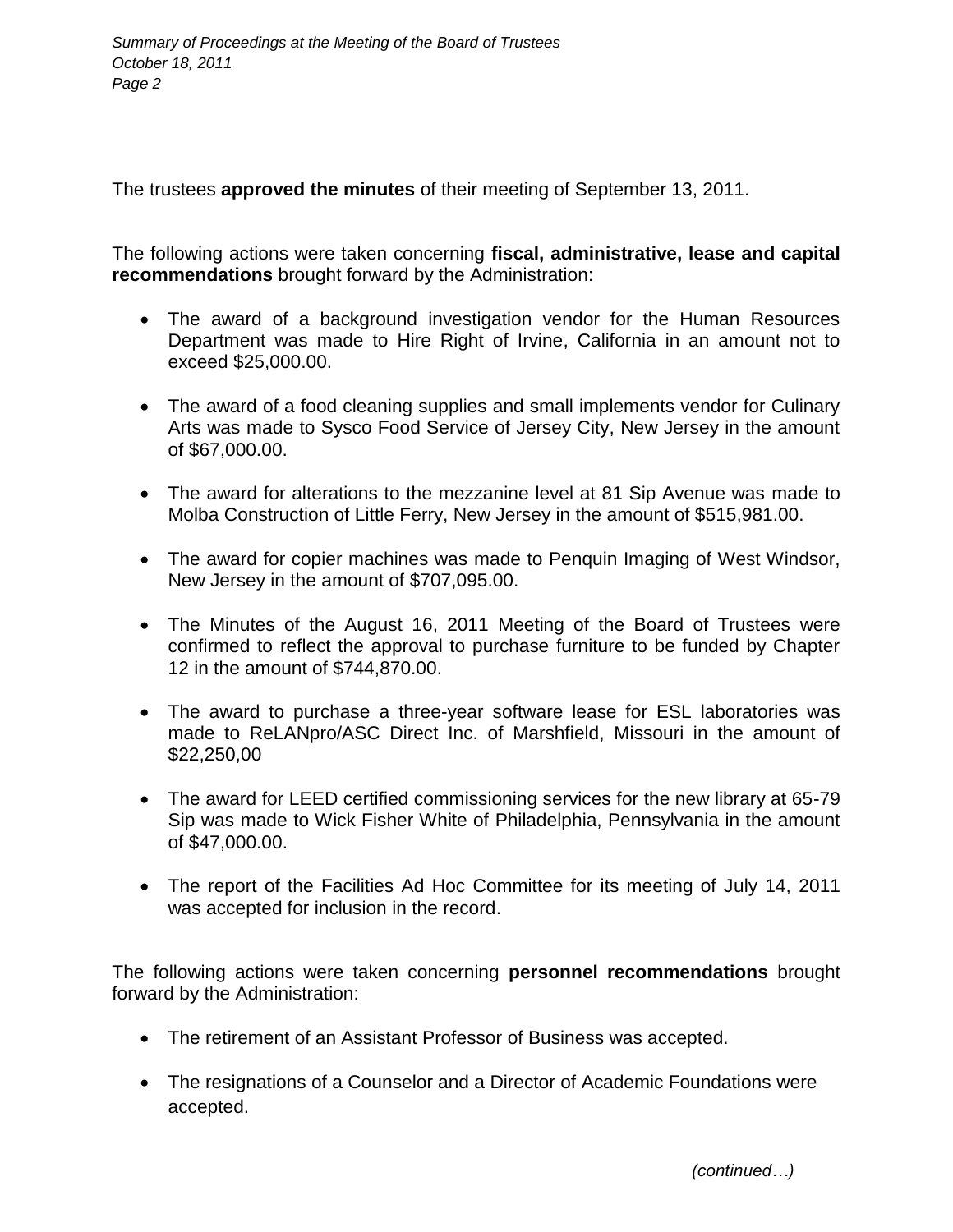The trustees **approved the minutes** of their meeting of September 13, 2011.

The following actions were taken concerning **fiscal, administrative, lease and capital recommendations** brought forward by the Administration:

- The award of a background investigation vendor for the Human Resources Department was made to Hire Right of Irvine, California in an amount not to exceed $25,000.00.
- The award of a food cleaning supplies and small implements vendor for Culinary Arts was made to Sysco Food Service of Jersey City, New Jersey in the amount of $67,000.00.
- The award for alterations to the mezzanine level at 81 Sip Avenue was made to Molba Construction of Little Ferry, New Jersey in the amount of $515,981.00.
- The award for copier machines was made to Penquin Imaging of West Windsor, New Jersey in the amount of $707,095.00.
- The Minutes of the August 16, 2011 Meeting of the Board of Trustees were confirmed to reflect the approval to purchase furniture to be funded by Chapter 12 in the amount of $744,870.00.
- The award to purchase a three-year software lease for ESL laboratories was made to ReLANpro/ASC Direct Inc. of Marshfield, Missouri in the amount of $22,250,00
- The award for LEED certified commissioning services for the new library at 65-79 Sip was made to Wick Fisher White of Philadelphia, Pennsylvania in the amount of $47,000.00.
- The report of the Facilities Ad Hoc Committee for its meeting of July 14, 2011 was accepted for inclusion in the record.

The following actions were taken concerning **personnel recommendations** brought forward by the Administration:

- The retirement of an Assistant Professor of Business was accepted.
- The resignations of a Counselor and a Director of Academic Foundations were accepted.

*(continued…)*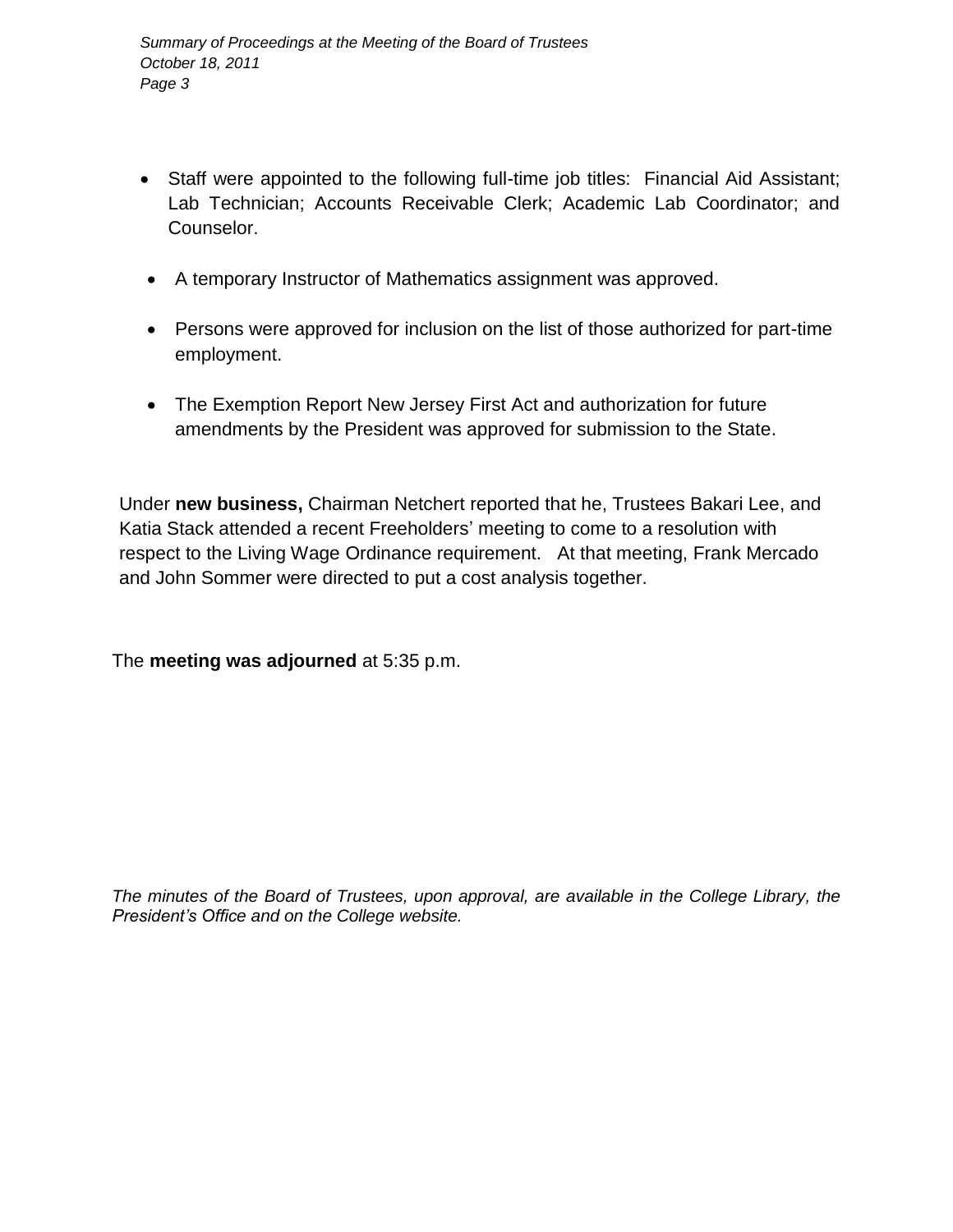- Staff were appointed to the following full-time job titles: Financial Aid Assistant; Lab Technician; Accounts Receivable Clerk; Academic Lab Coordinator; and Counselor.

- A temporary Instructor of Mathematics assignment was approved.

- Persons were approved for inclusion on the list of those authorized for part-time employment.

- The Exemption Report New Jersey First Act and authorization for future amendments by the President was approved for submission to the State.

Under **new business,** Chairman Netchert reported that he, Trustees Bakari Lee, and Katia Stack attended a recent Freeholders' meeting to come to a resolution with respect to the Living Wage Ordinance requirement. At that meeting, Frank Mercado and John Sommer were directed to put a cost analysis together.

The **meeting was adjourned** at 5:35 p.m.

*The minutes of the Board of Trustees, upon approval, are available in the College Library, the President's Office and on the College website.*